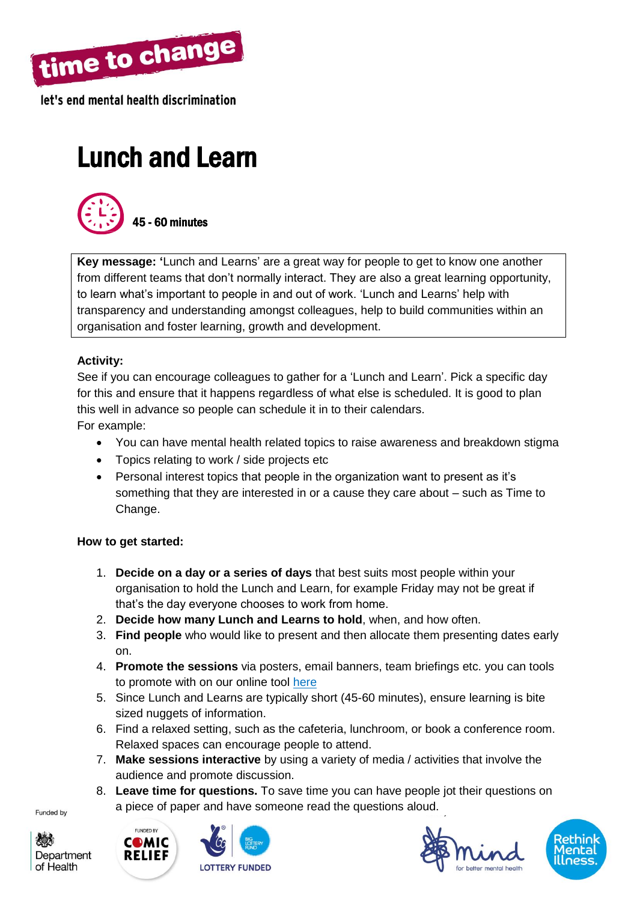time to change

let's end mental health discrimination

# Lunch and Learn

45 - 60 minutes

**Key message: '**Lunch and Learns' are a great way for people to get to know one another from different teams that don't normally interact. They are also a great learning opportunity, to learn what's important to people in and out of work. 'Lunch and Learns' help with transparency and understanding amongst colleagues, help to build communities within an organisation and foster learning, growth and development.

**Activity:**

See if you can encourage colleagues to gather for a 'Lunch and Learn'. Pick a specific day for this and ensure that it happens regardless of what else is scheduled. It is good to plan this well in advance so people can schedule it in to their calendars.

For example:

- You can have mental health related topics to raise awareness and breakdown stigma
- Topics relating to work / side projects etc
- Personal interest topics that people in the organization want to present as it's something that they are interested in or a cause they care about – such as Time to Change.

**How to get started:**

1. **Decide on a day or a series of days** that best suits most people within your organisation to hold the Lunch and Learn, for example Friday may not be great if that's the day everyone chooses to work from home.
2. **Decide how many Lunch and Learns to hold**, when, and how often.
3. **Find people** who would like to present and then allocate them presenting dates early on.
4. **Promote the sessions** via posters, email banners, team briefings etc. you can tools to promote with on our online tool here
5. Since Lunch and Learns are typically short (45-60 minutes), ensure learning is bite sized nuggets of information.
6. Find a relaxed setting, such as the cafeteria, lunchroom, or book a conference room. Relaxed spaces can encourage people to attend.
7. **Make sessions interactive** by using a variety of media / activities that involve the audience and promote discussion.
8. **Leave time for questions.** To save time you can have people jot their questions on a piece of paper and have someone read the questions aloud.

Funded by Department of Health | Funded by Comic Relief | Lottery Funded | Mind for better mental health | Rethink Mental Illness.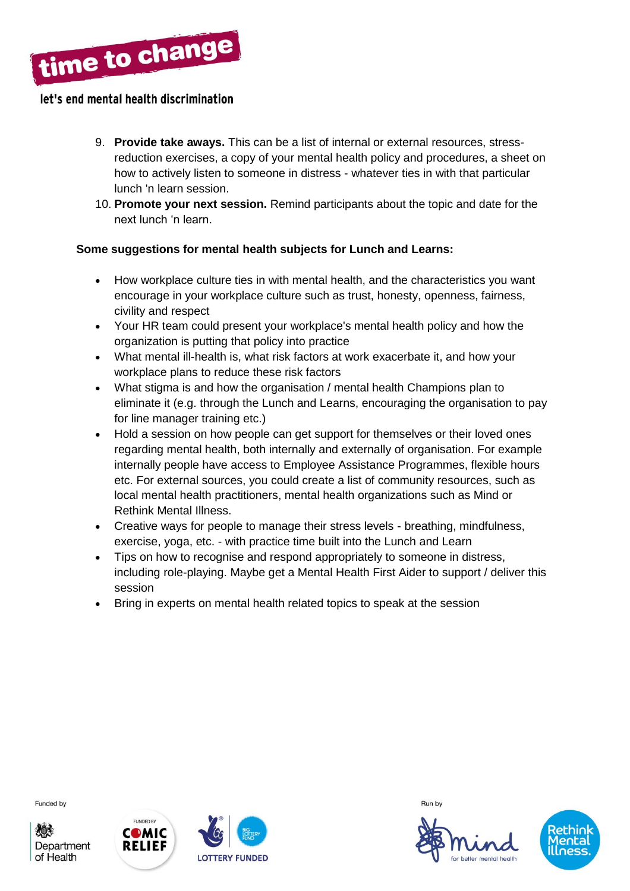9. **Provide take aways.** This can be a list of internal or external resources, stress-reduction exercises, a copy of your mental health policy and procedures, a sheet on how to actively listen to someone in distress - whatever ties in with that particular lunch 'n learn session.
10. **Promote your next session.** Remind participants about the topic and date for the next lunch 'n learn.

**Some suggestions for mental health subjects for Lunch and Learns:**

- How workplace culture ties in with mental health, and the characteristics you want encourage in your workplace culture such as trust, honesty, openness, fairness, civility and respect
- Your HR team could present your workplace's mental health policy and how the organization is putting that policy into practice
- What mental ill-health is, what risk factors at work exacerbate it, and how your workplace plans to reduce these risk factors
- What stigma is and how the organisation / mental health Champions plan to eliminate it (e.g. through the Lunch and Learns, encouraging the organisation to pay for line manager training etc.)
- Hold a session on how people can get support for themselves or their loved ones regarding mental health, both internally and externally of organisation. For example internally people have access to Employee Assistance Programmes, flexible hours etc. For external sources, you could create a list of community resources, such as local mental health practitioners, mental health organizations such as Mind or Rethink Mental Illness.
- Creative ways for people to manage their stress levels - breathing, mindfulness, exercise, yoga, etc. - with practice time built into the Lunch and Learn
- Tips on how to recognise and respond appropriately to someone in distress, including role-playing. Maybe get a Mental Health First Aider to support / deliver this session
- Bring in experts on mental health related topics to speak at the session